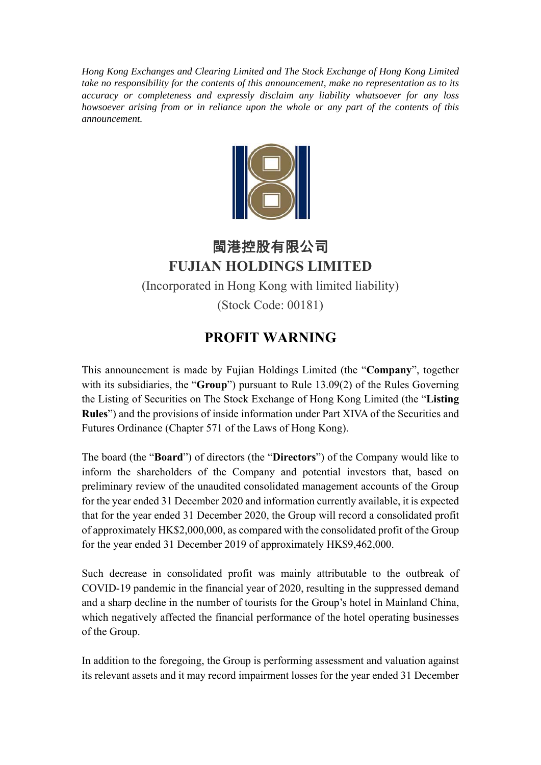*Hong Kong Exchanges and Clearing Limited and The Stock Exchange of Hong Kong Limited take no responsibility for the contents of this announcement, make no representation as to its accuracy or completeness and expressly disclaim any liability whatsoever for any loss howsoever arising from or in reliance upon the whole or any part of the contents of this announcement.*

# 閩港控股有限公司
# FUJIAN HOLDINGS LIMITED

(Incorporated in Hong Kong with limited liability)

(Stock Code: 00181)

## PROFIT WARNING

This announcement is made by Fujian Holdings Limited (the "**Company**", together with its subsidiaries, the "**Group**") pursuant to Rule 13.09(2) of the Rules Governing the Listing of Securities on The Stock Exchange of Hong Kong Limited (the "**Listing Rules**") and the provisions of inside information under Part XIVA of the Securities and Futures Ordinance (Chapter 571 of the Laws of Hong Kong).

The board (the "**Board**") of directors (the "**Directors**") of the Company would like to inform the shareholders of the Company and potential investors that, based on preliminary review of the unaudited consolidated management accounts of the Group for the year ended 31 December 2020 and information currently available, it is expected that for the year ended 31 December 2020, the Group will record a consolidated profit of approximately HK$2,000,000, as compared with the consolidated profit of the Group for the year ended 31 December 2019 of approximately HK$9,462,000.

Such decrease in consolidated profit was mainly attributable to the outbreak of COVID-19 pandemic in the financial year of 2020, resulting in the suppressed demand and a sharp decline in the number of tourists for the Group's hotel in Mainland China, which negatively affected the financial performance of the hotel operating businesses of the Group.

In addition to the foregoing, the Group is performing assessment and valuation against its relevant assets and it may record impairment losses for the year ended 31 December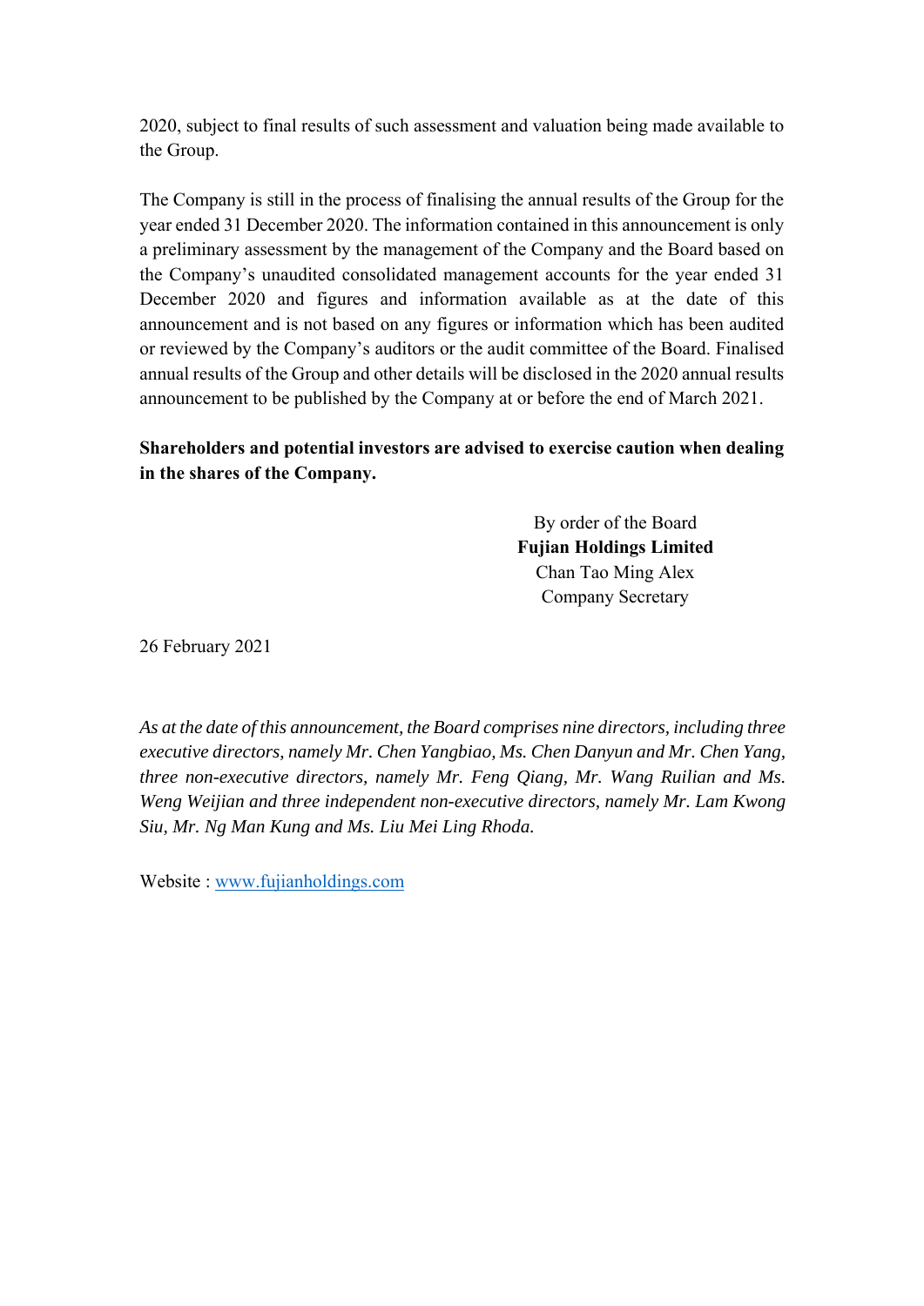2020, subject to final results of such assessment and valuation being made available to the Group.

The Company is still in the process of finalising the annual results of the Group for the year ended 31 December 2020. The information contained in this announcement is only a preliminary assessment by the management of the Company and the Board based on the Company's unaudited consolidated management accounts for the year ended 31 December 2020 and figures and information available as at the date of this announcement and is not based on any figures or information which has been audited or reviewed by the Company's auditors or the audit committee of the Board. Finalised annual results of the Group and other details will be disclosed in the 2020 annual results announcement to be published by the Company at or before the end of March 2021.

**Shareholders and potential investors are advised to exercise caution when dealing in the shares of the Company.**

By order of the Board
**Fujian Holdings Limited**
Chan Tao Ming Alex
Company Secretary

26 February 2021

*As at the date of this announcement, the Board comprises nine directors, including three executive directors, namely Mr. Chen Yangbiao, Ms. Chen Danyun and Mr. Chen Yang, three non-executive directors, namely Mr. Feng Qiang, Mr. Wang Ruilian and Ms. Weng Weijian and three independent non-executive directors, namely Mr. Lam Kwong Siu, Mr. Ng Man Kung and Ms. Liu Mei Ling Rhoda.*

Website : www.fujianholdings.com